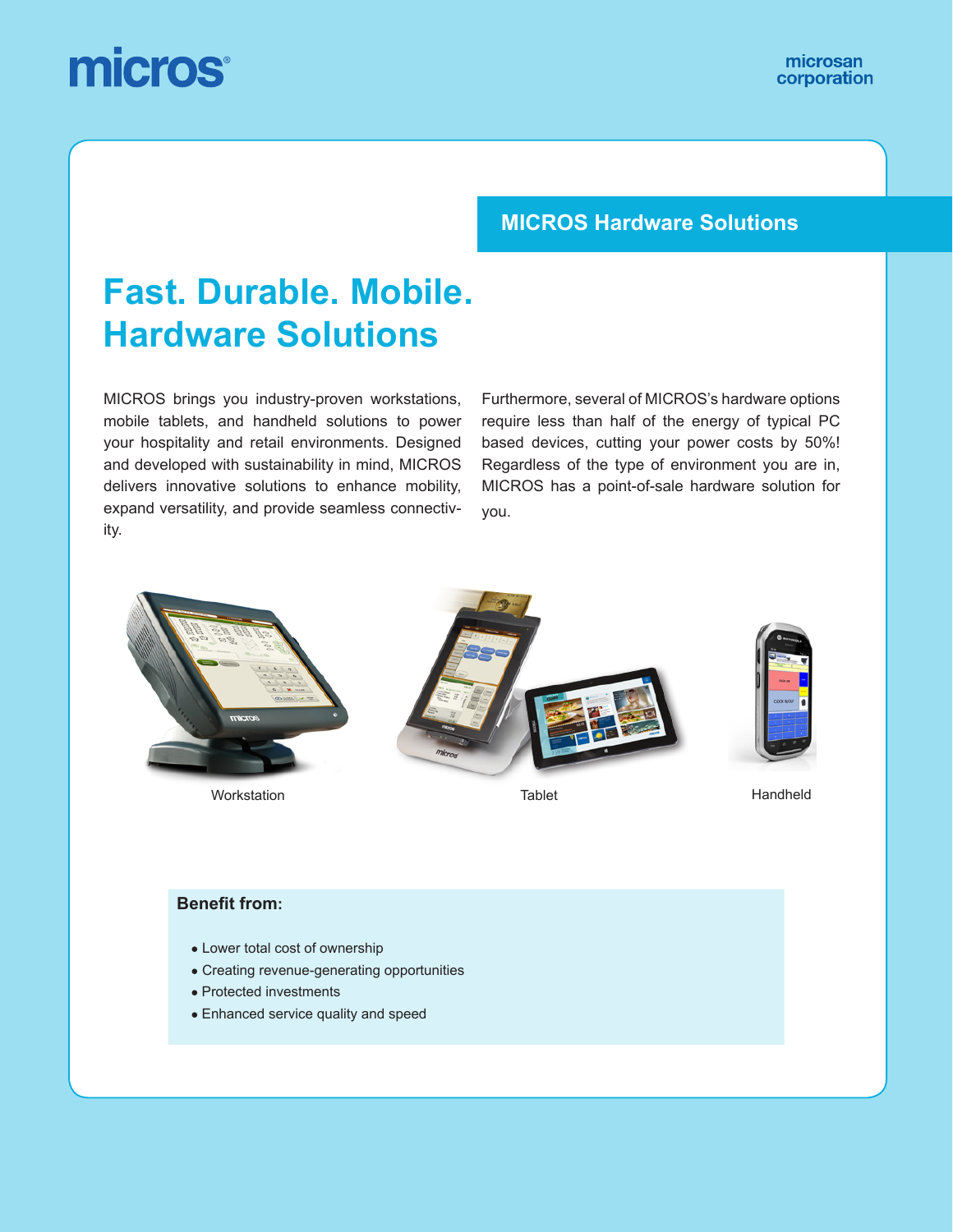micros

microsan corporation

## MICROS Hardware Solutions

# Fast. Durable. Mobile. Hardware Solutions

MICROS brings you industry-proven workstations, mobile tablets, and handheld solutions to power your hospitality and retail environments. Designed and developed with sustainability in mind, MICROS delivers innovative solutions to enhance mobility, expand versatility, and provide seamless connectivity.

Furthermore, several of MICROS's hardware options require less than half of the energy of typical PC based devices, cutting your power costs by 50%! Regardless of the type of environment you are in, MICROS has a point-of-sale hardware solution for you.

Workstation

Tablet

Handheld

**Benefit from:**

- Lower total cost of ownership
- Creating revenue-generating opportunities
- Protected investments
- Enhanced service quality and speed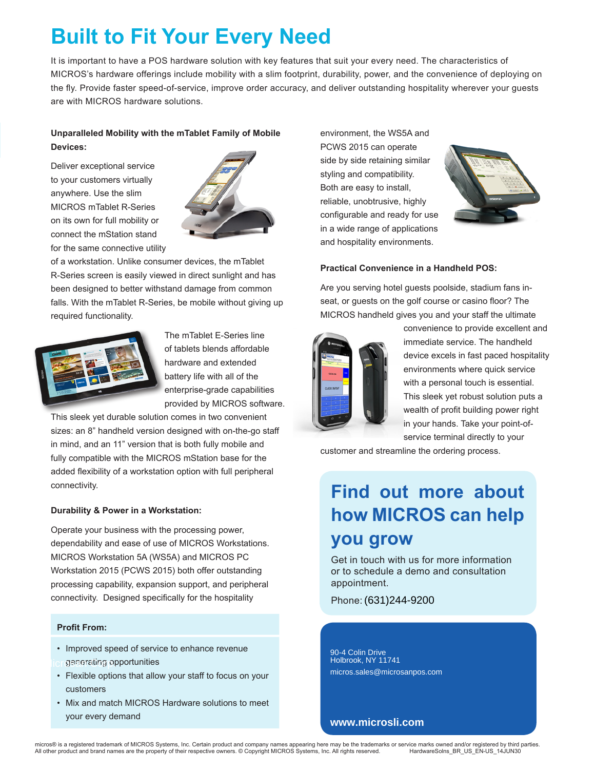# Built to Fit Your Every Need

It is important to have a POS hardware solution with key features that suit your every need. The characteristics of MICROS's hardware offerings include mobility with a slim footprint, durability, power, and the convenience of deploying on the fly. Provide faster speed-of-service, improve order accuracy, and deliver outstanding hospitality wherever your guests are with MICROS hardware solutions.

**Unparalleled Mobility with the mTablet Family of Mobile Devices:**

Deliver exceptional service to your customers virtually anywhere. Use the slim MICROS mTablet R-Series on its own for full mobility or connect the mStation stand for the same connective utility of a workstation. Unlike consumer devices, the mTablet R-Series screen is easily viewed in direct sunlight and has been designed to better withstand damage from common falls. With the mTablet R-Series, be mobile without giving up required functionality.

The mTablet E-Series line of tablets blends affordable hardware and extended battery life with all of the enterprise-grade capabilities provided by MICROS software. This sleek yet durable solution comes in two convenient sizes: an 8" handheld version designed with on-the-go staff in mind, and an 11" version that is both fully mobile and fully compatible with the MICROS mStation base for the added flexibility of a workstation option with full peripheral connectivity.

**Durability & Power in a Workstation:**

Operate your business with the processing power, dependability and ease of use of MICROS Workstations. MICROS Workstation 5A (WS5A) and MICROS PC Workstation 2015 (PCWS 2015) both offer outstanding processing capability, expansion support, and peripheral connectivity. Designed specifically for the hospitality environment, the WS5A and PCWS 2015 can operate side by side retaining similar styling and compatibility. Both are easy to install, reliable, unobtrusive, highly configurable and ready for use in a wide range of applications and hospitality environments.

**Practical Convenience in a Handheld POS:**

Are you serving hotel guests poolside, stadium fans in-seat, or guests on the golf course or casino floor? The MICROS handheld gives you and your staff the ultimate convenience to provide excellent and immediate service. The handheld device excels in fast paced hospitality environments where quick service with a personal touch is essential. This sleek yet robust solution puts a wealth of profit building power right in your hands. Take your point-of-service terminal directly to your customer and streamline the ordering process.

**Profit From:**

- Improved speed of service to enhance revenue generating opportunities
- Flexible options that allow your staff to focus on your customers
- Mix and match MICROS Hardware solutions to meet your every demand

## Find out more about how MICROS can help you grow

Get in touch with us for more information or to schedule a demo and consultation appointment.

Phone: (631)244-9200

90-4 Colin Drive
Holbrook, NY 11741
micros.sales@microsanpos.com

**www.microsli.com**

micros® is a registered trademark of MICROS Systems, Inc. Certain product and company names appearing here may be the trademarks or service marks owned and/or registered by third parties. All other product and brand names are the property of their respective owners. © Copyright MICROS Systems, Inc. All rights reserved. HardwareSolns_BR_US_EN-US_14JUN30